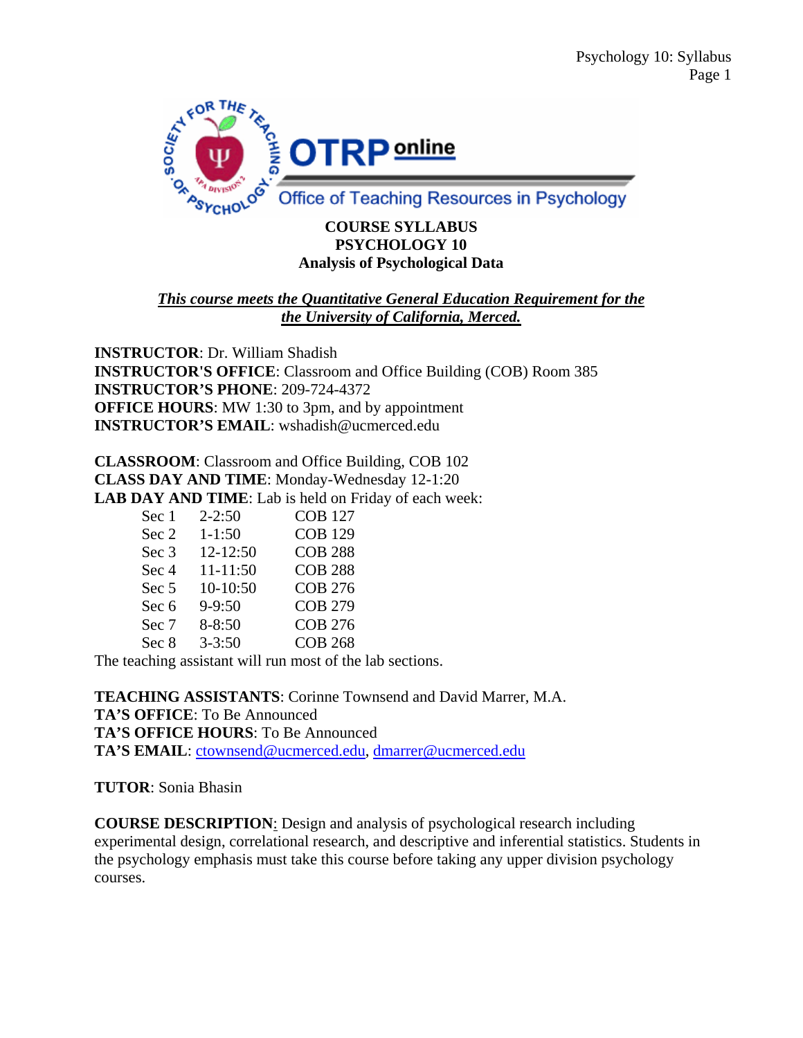# COURSE SYLLABUS
# PSYCHOLOGY 10
## Analysis of Psychological Data

***This course meets the Quantitative General Education Requirement for the the University of California, Merced.***

**INSTRUCTOR**: Dr. William Shadish
**INSTRUCTOR'S OFFICE**: Classroom and Office Building (COB) Room 385
**INSTRUCTOR'S PHONE**: 209-724-4372
**OFFICE HOURS**: MW 1:30 to 3pm, and by appointment
**INSTRUCTOR'S EMAIL**: wshadish@ucmerced.edu

**CLASSROOM**: Classroom and Office Building, COB 102
**CLASS DAY AND TIME**: Monday-Wednesday 12-1:20
**LAB DAY AND TIME**: Lab is held on Friday of each week:

| Section | Time | Room |
|---|---|---|
| Sec 1 | 2-2:50 | COB 127 |
| Sec 2 | 1-1:50 | COB 129 |
| Sec 3 | 12-12:50 | COB 288 |
| Sec 4 | 11-11:50 | COB 288 |
| Sec 5 | 10-10:50 | COB 276 |
| Sec 6 | 9-9:50 | COB 279 |
| Sec 7 | 8-8:50 | COB 276 |
| Sec 8 | 3-3:50 | COB 268 |

The teaching assistant will run most of the lab sections.

**TEACHING ASSISTANTS**: Corinne Townsend and David Marrer, M.A.
**TA'S OFFICE**: To Be Announced
**TA'S OFFICE HOURS**: To Be Announced
**TA'S EMAIL**: ctownsend@ucmerced.edu, dmarrer@ucmerced.edu

**TUTOR**: Sonia Bhasin

**COURSE DESCRIPTION**: Design and analysis of psychological research including experimental design, correlational research, and descriptive and inferential statistics. Students in the psychology emphasis must take this course before taking any upper division psychology courses.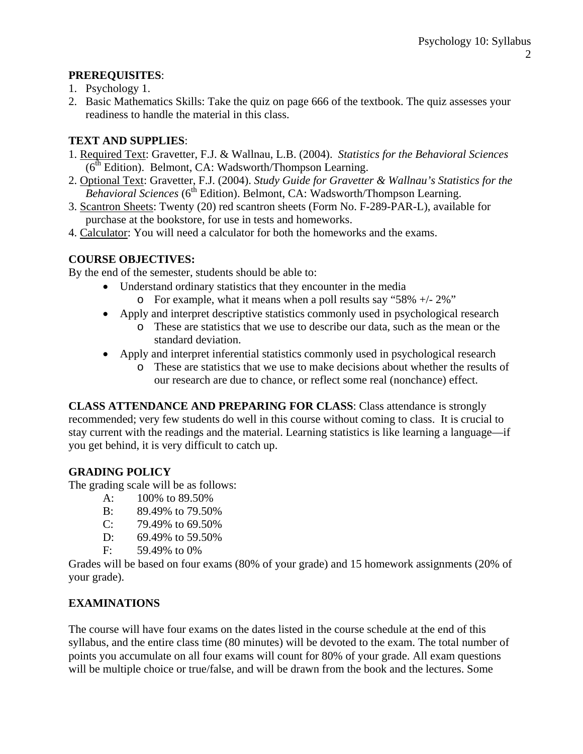**PREREQUISITES**:

1. Psychology 1.
2. Basic Mathematics Skills: Take the quiz on page 666 of the textbook. The quiz assesses your readiness to handle the material in this class.

**TEXT AND SUPPLIES**:

1. Required Text: Gravetter, F.J. & Wallnau, L.B. (2004). *Statistics for the Behavioral Sciences* (6th Edition). Belmont, CA: Wadsworth/Thompson Learning.
2. Optional Text: Gravetter, F.J. (2004). *Study Guide for Gravetter & Wallnau's Statistics for the Behavioral Sciences* (6th Edition). Belmont, CA: Wadsworth/Thompson Learning.
3. Scantron Sheets: Twenty (20) red scantron sheets (Form No. F-289-PAR-L), available for purchase at the bookstore, for use in tests and homeworks.
4. Calculator: You will need a calculator for both the homeworks and the exams.

**COURSE OBJECTIVES:**

By the end of the semester, students should be able to:

- Understand ordinary statistics that they encounter in the media
  - For example, what it means when a poll results say "58% +/- 2%"
- Apply and interpret descriptive statistics commonly used in psychological research
  - These are statistics that we use to describe our data, such as the mean or the standard deviation.
- Apply and interpret inferential statistics commonly used in psychological research
  - These are statistics that we use to make decisions about whether the results of our research are due to chance, or reflect some real (nonchance) effect.

**CLASS ATTENDANCE AND PREPARING FOR CLASS**: Class attendance is strongly recommended; very few students do well in this course without coming to class. It is crucial to stay current with the readings and the material. Learning statistics is like learning a language—if you get behind, it is very difficult to catch up.

**GRADING POLICY**

The grading scale will be as follows:

- A: 100% to 89.50%
- B: 89.49% to 79.50%
- C: 79.49% to 69.50%
- D: 69.49% to 59.50%
- F: 59.49% to 0%

Grades will be based on four exams (80% of your grade) and 15 homework assignments (20% of your grade).

**EXAMINATIONS**

The course will have four exams on the dates listed in the course schedule at the end of this syllabus, and the entire class time (80 minutes) will be devoted to the exam. The total number of points you accumulate on all four exams will count for 80% of your grade. All exam questions will be multiple choice or true/false, and will be drawn from the book and the lectures. Some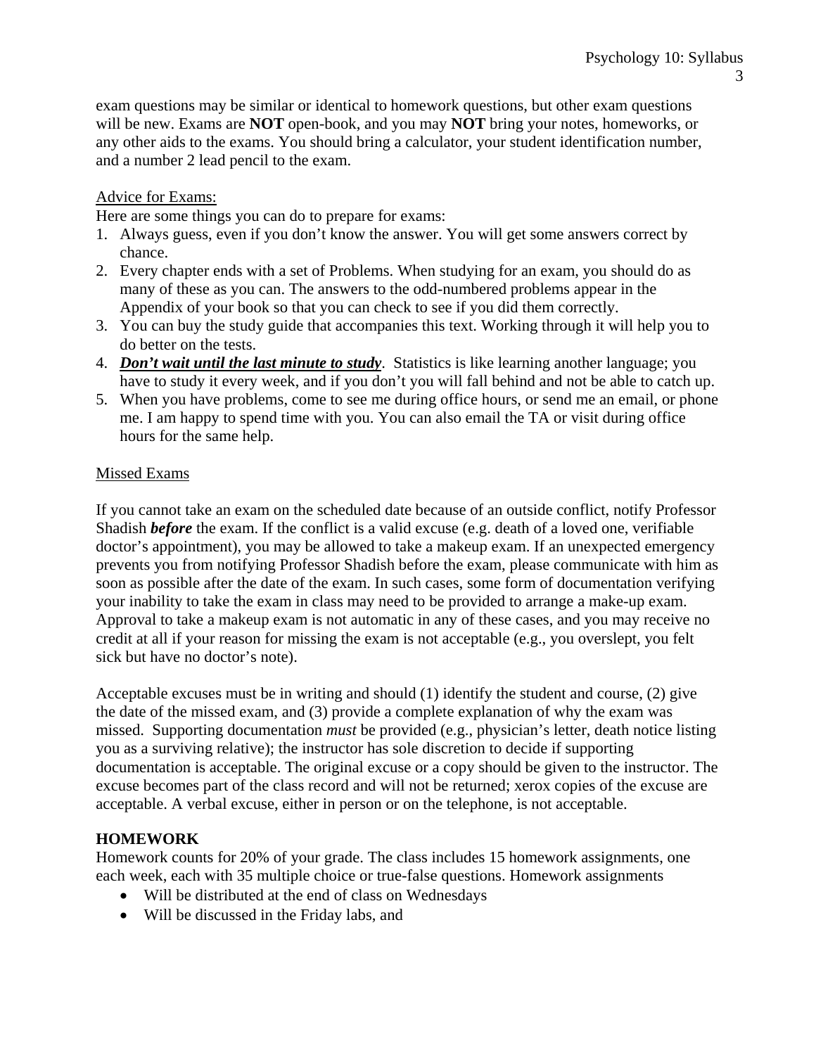exam questions may be similar or identical to homework questions, but other exam questions will be new. Exams are **NOT** open-book, and you may **NOT** bring your notes, homeworks, or any other aids to the exams. You should bring a calculator, your student identification number, and a number 2 lead pencil to the exam.

Advice for Exams:

Here are some things you can do to prepare for exams:

1. Always guess, even if you don't know the answer. You will get some answers correct by chance.
2. Every chapter ends with a set of Problems. When studying for an exam, you should do as many of these as you can. The answers to the odd-numbered problems appear in the Appendix of your book so that you can check to see if you did them correctly.
3. You can buy the study guide that accompanies this text. Working through it will help you to do better on the tests.
4. ***Don't wait until the last minute to study***. Statistics is like learning another language; you have to study it every week, and if you don't you will fall behind and not be able to catch up.
5. When you have problems, come to see me during office hours, or send me an email, or phone me. I am happy to spend time with you. You can also email the TA or visit during office hours for the same help.

Missed Exams

If you cannot take an exam on the scheduled date because of an outside conflict, notify Professor Shadish ***before*** the exam. If the conflict is a valid excuse (e.g. death of a loved one, verifiable doctor's appointment), you may be allowed to take a makeup exam. If an unexpected emergency prevents you from notifying Professor Shadish before the exam, please communicate with him as soon as possible after the date of the exam. In such cases, some form of documentation verifying your inability to take the exam in class may need to be provided to arrange a make-up exam. Approval to take a makeup exam is not automatic in any of these cases, and you may receive no credit at all if your reason for missing the exam is not acceptable (e.g., you overslept, you felt sick but have no doctor's note).

Acceptable excuses must be in writing and should (1) identify the student and course, (2) give the date of the missed exam, and (3) provide a complete explanation of why the exam was missed. Supporting documentation *must* be provided (e.g., physician's letter, death notice listing you as a surviving relative); the instructor has sole discretion to decide if supporting documentation is acceptable. The original excuse or a copy should be given to the instructor. The excuse becomes part of the class record and will not be returned; xerox copies of the excuse are acceptable. A verbal excuse, either in person or on the telephone, is not acceptable.

## HOMEWORK

Homework counts for 20% of your grade. The class includes 15 homework assignments, one each week, each with 35 multiple choice or true-false questions. Homework assignments

- Will be distributed at the end of class on Wednesdays
- Will be discussed in the Friday labs, and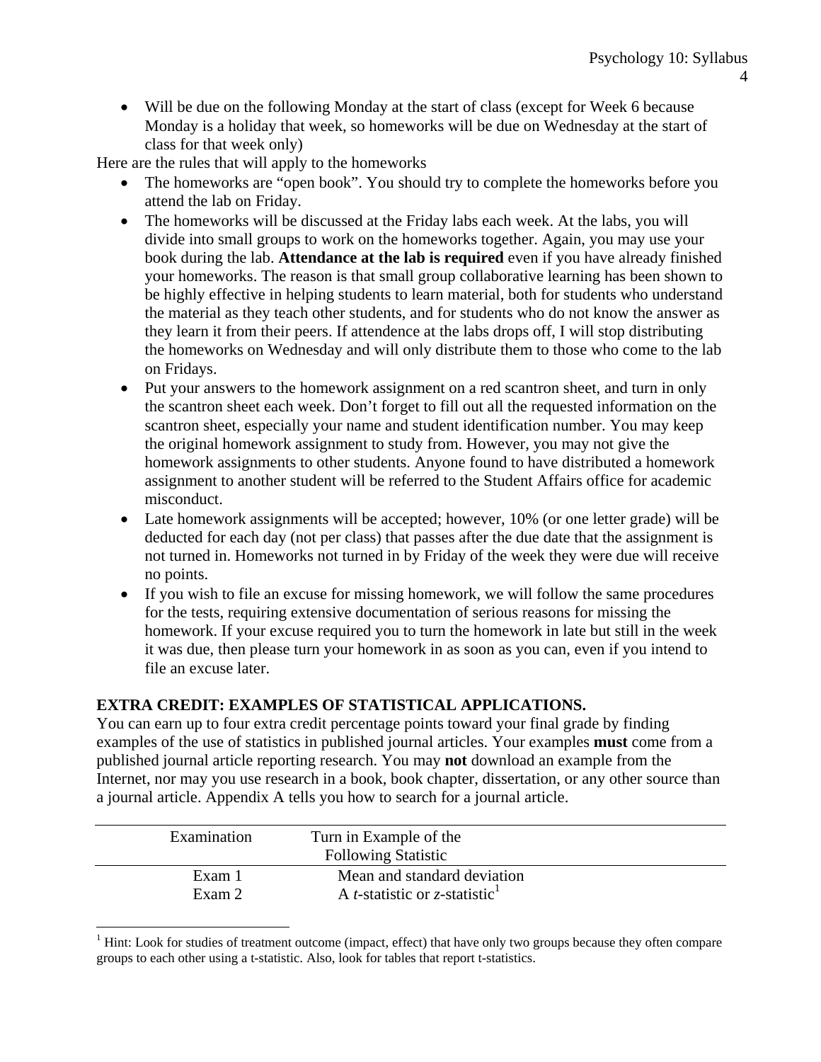- Will be due on the following Monday at the start of class (except for Week 6 because Monday is a holiday that week, so homeworks will be due on Wednesday at the start of class for that week only)

Here are the rules that will apply to the homeworks

- The homeworks are "open book". You should try to complete the homeworks before you attend the lab on Friday.
- The homeworks will be discussed at the Friday labs each week. At the labs, you will divide into small groups to work on the homeworks together. Again, you may use your book during the lab. **Attendance at the lab is required** even if you have already finished your homeworks. The reason is that small group collaborative learning has been shown to be highly effective in helping students to learn material, both for students who understand the material as they teach other students, and for students who do not know the answer as they learn it from their peers. If attendence at the labs drops off, I will stop distributing the homeworks on Wednesday and will only distribute them to those who come to the lab on Fridays.
- Put your answers to the homework assignment on a red scantron sheet, and turn in only the scantron sheet each week. Don't forget to fill out all the requested information on the scantron sheet, especially your name and student identification number. You may keep the original homework assignment to study from. However, you may not give the homework assignments to other students. Anyone found to have distributed a homework assignment to another student will be referred to the Student Affairs office for academic misconduct.
- Late homework assignments will be accepted; however, 10% (or one letter grade) will be deducted for each day (not per class) that passes after the due date that the assignment is not turned in. Homeworks not turned in by Friday of the week they were due will receive no points.
- If you wish to file an excuse for missing homework, we will follow the same procedures for the tests, requiring extensive documentation of serious reasons for missing the homework. If your excuse required you to turn the homework in late but still in the week it was due, then please turn your homework in as soon as you can, even if you intend to file an excuse later.

**EXTRA CREDIT: EXAMPLES OF STATISTICAL APPLICATIONS.**

You can earn up to four extra credit percentage points toward your final grade by finding examples of the use of statistics in published journal articles. Your examples **must** come from a published journal article reporting research. You may **not** download an example from the Internet, nor may you use research in a book, book chapter, dissertation, or any other source than a journal article. Appendix A tells you how to search for a journal article.

| Examination | Turn in Example of the Following Statistic |
|---|---|
| Exam 1 | Mean and standard deviation |
| Exam 2 | A *t*-statistic or *z*-statistic[1] |

[1] Hint: Look for studies of treatment outcome (impact, effect) that have only two groups because they often compare groups to each other using a t-statistic. Also, look for tables that report t-statistics.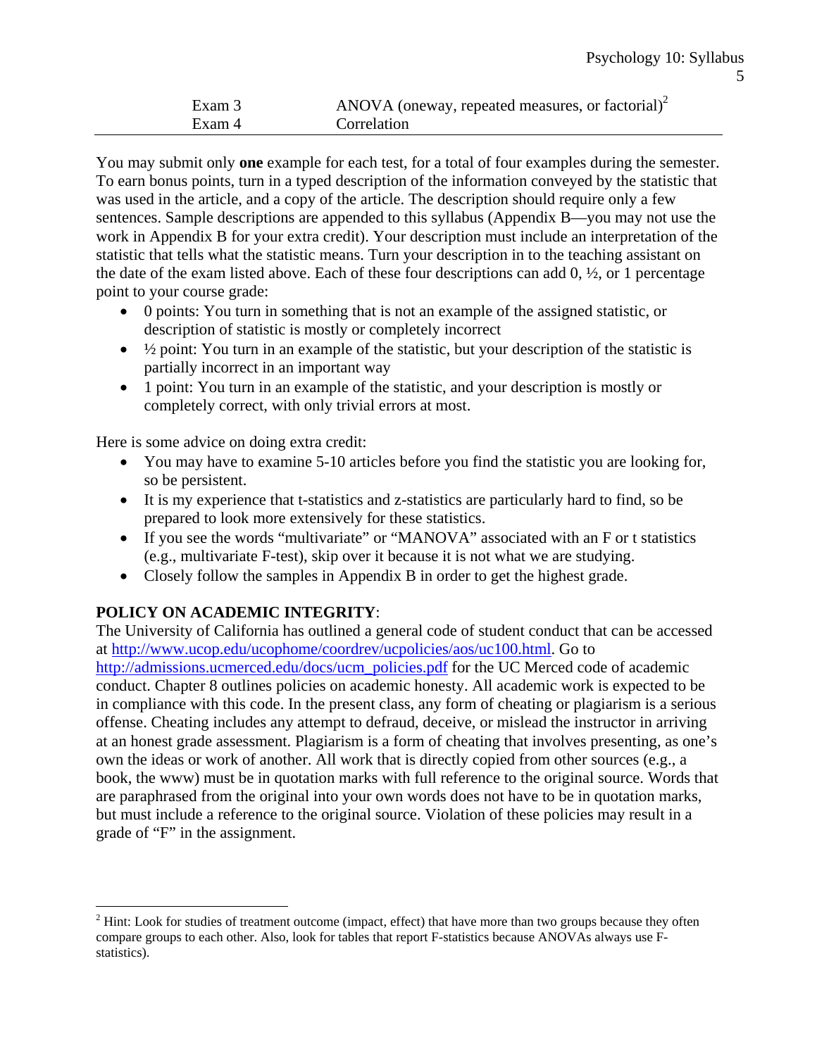| | |
|---|---|
| Exam 3 | ANOVA (oneway, repeated measures, or factorial)[2] |
| Exam 4 | Correlation |

You may submit only **one** example for each test, for a total of four examples during the semester. To earn bonus points, turn in a typed description of the information conveyed by the statistic that was used in the article, and a copy of the article. The description should require only a few sentences. Sample descriptions are appended to this syllabus (Appendix B—you may not use the work in Appendix B for your extra credit). Your description must include an interpretation of the statistic that tells what the statistic means. Turn your description in to the teaching assistant on the date of the exam listed above. Each of these four descriptions can add 0, ½, or 1 percentage point to your course grade:

- 0 points: You turn in something that is not an example of the assigned statistic, or description of statistic is mostly or completely incorrect
- ½ point: You turn in an example of the statistic, but your description of the statistic is partially incorrect in an important way
- 1 point: You turn in an example of the statistic, and your description is mostly or completely correct, with only trivial errors at most.

Here is some advice on doing extra credit:

- You may have to examine 5-10 articles before you find the statistic you are looking for, so be persistent.
- It is my experience that t-statistics and z-statistics are particularly hard to find, so be prepared to look more extensively for these statistics.
- If you see the words "multivariate" or "MANOVA" associated with an F or t statistics (e.g., multivariate F-test), skip over it because it is not what we are studying.
- Closely follow the samples in Appendix B in order to get the highest grade.

**POLICY ON ACADEMIC INTEGRITY**:
The University of California has outlined a general code of student conduct that can be accessed at http://www.ucop.edu/ucophome/coordrev/ucpolicies/aos/uc100.html. Go to http://admissions.ucmerced.edu/docs/ucm_policies.pdf for the UC Merced code of academic conduct. Chapter 8 outlines policies on academic honesty. All academic work is expected to be in compliance with this code. In the present class, any form of cheating or plagiarism is a serious offense. Cheating includes any attempt to defraud, deceive, or mislead the instructor in arriving at an honest grade assessment. Plagiarism is a form of cheating that involves presenting, as one's own the ideas or work of another. All work that is directly copied from other sources (e.g., a book, the www) must be in quotation marks with full reference to the original source. Words that are paraphrased from the original into your own words does not have to be in quotation marks, but must include a reference to the original source. Violation of these policies may result in a grade of "F" in the assignment.

[2] Hint: Look for studies of treatment outcome (impact, effect) that have more than two groups because they often compare groups to each other. Also, look for tables that report F-statistics because ANOVAs always use F-statistics).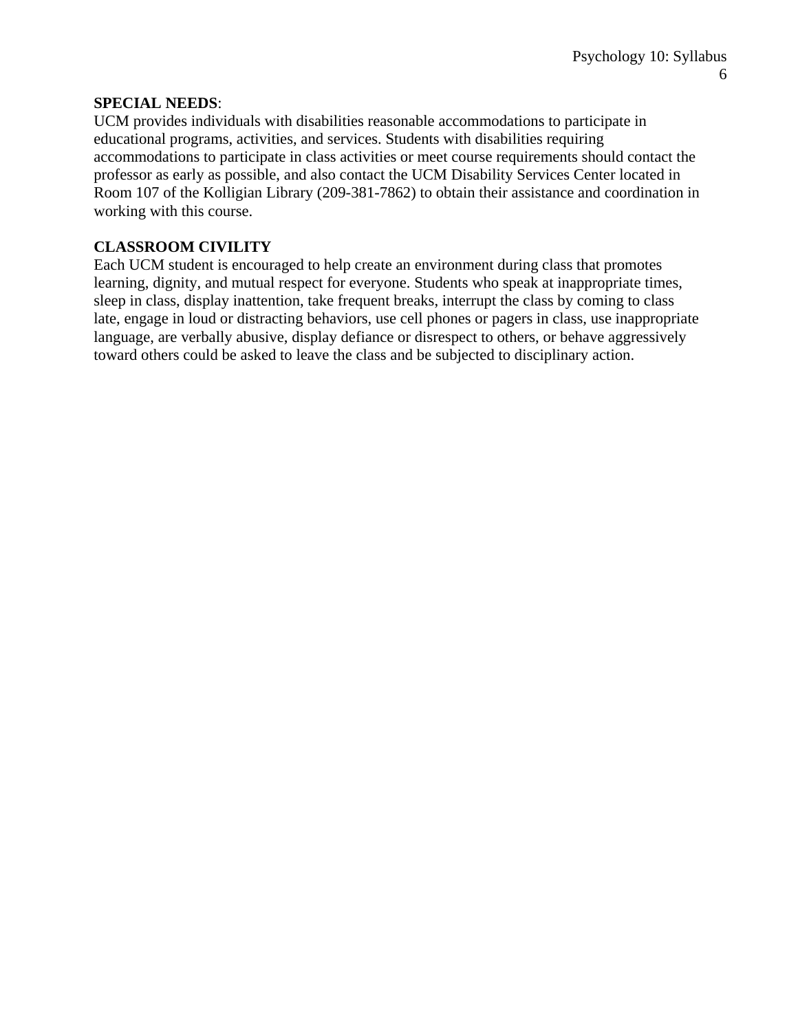**SPECIAL NEEDS**:
UCM provides individuals with disabilities reasonable accommodations to participate in educational programs, activities, and services. Students with disabilities requiring accommodations to participate in class activities or meet course requirements should contact the professor as early as possible, and also contact the UCM Disability Services Center located in Room 107 of the Kolligian Library (209-381-7862) to obtain their assistance and coordination in working with this course.

**CLASSROOM CIVILITY**
Each UCM student is encouraged to help create an environment during class that promotes learning, dignity, and mutual respect for everyone. Students who speak at inappropriate times, sleep in class, display inattention, take frequent breaks, interrupt the class by coming to class late, engage in loud or distracting behaviors, use cell phones or pagers in class, use inappropriate language, are verbally abusive, display defiance or disrespect to others, or behave aggressively toward others could be asked to leave the class and be subjected to disciplinary action.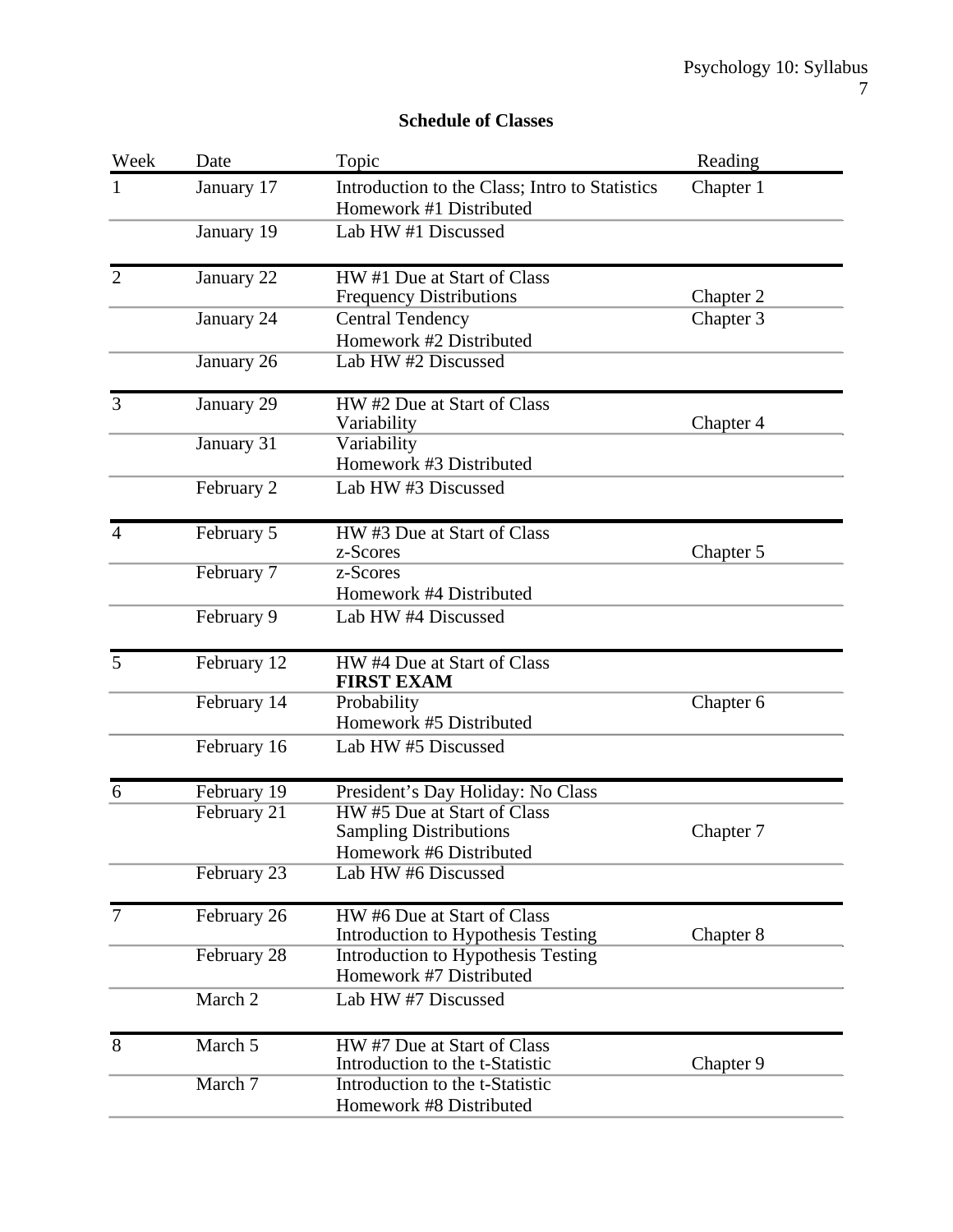**Schedule of Classes**

| Week | Date | Topic | Reading |
|---|---|---|---|
| 1 | January 17 | Introduction to the Class; Intro to Statistics<br>Homework #1 Distributed | Chapter 1 |
| | January 19 | Lab HW #1 Discussed | |
| 2 | January 22 | HW #1 Due at Start of Class<br>Frequency Distributions | Chapter 2 |
| | January 24 | Central Tendency<br>Homework #2 Distributed | Chapter 3 |
| | January 26 | Lab HW #2 Discussed | |
| 3 | January 29 | HW #2 Due at Start of Class<br>Variability | Chapter 4 |
| | January 31 | Variability<br>Homework #3 Distributed | |
| | February 2 | Lab HW #3 Discussed | |
| 4 | February 5 | HW #3 Due at Start of Class<br>z-Scores | Chapter 5 |
| | February 7 | z-Scores<br>Homework #4 Distributed | |
| | February 9 | Lab HW #4 Discussed | |
| 5 | February 12 | HW #4 Due at Start of Class<br>**FIRST EXAM** | |
| | February 14 | Probability<br>Homework #5 Distributed | Chapter 6 |
| | February 16 | Lab HW #5 Discussed | |
| 6 | February 19 | President's Day Holiday: No Class | |
| | February 21 | HW #5 Due at Start of Class<br>Sampling Distributions<br>Homework #6 Distributed | Chapter 7 |
| | February 23 | Lab HW #6 Discussed | |
| 7 | February 26 | HW #6 Due at Start of Class<br>Introduction to Hypothesis Testing | Chapter 8 |
| | February 28 | Introduction to Hypothesis Testing<br>Homework #7 Distributed | |
| | March 2 | Lab HW #7 Discussed | |
| 8 | March 5 | HW #7 Due at Start of Class<br>Introduction to the t-Statistic | Chapter 9 |
| | March 7 | Introduction to the t-Statistic<br>Homework #8 Distributed | |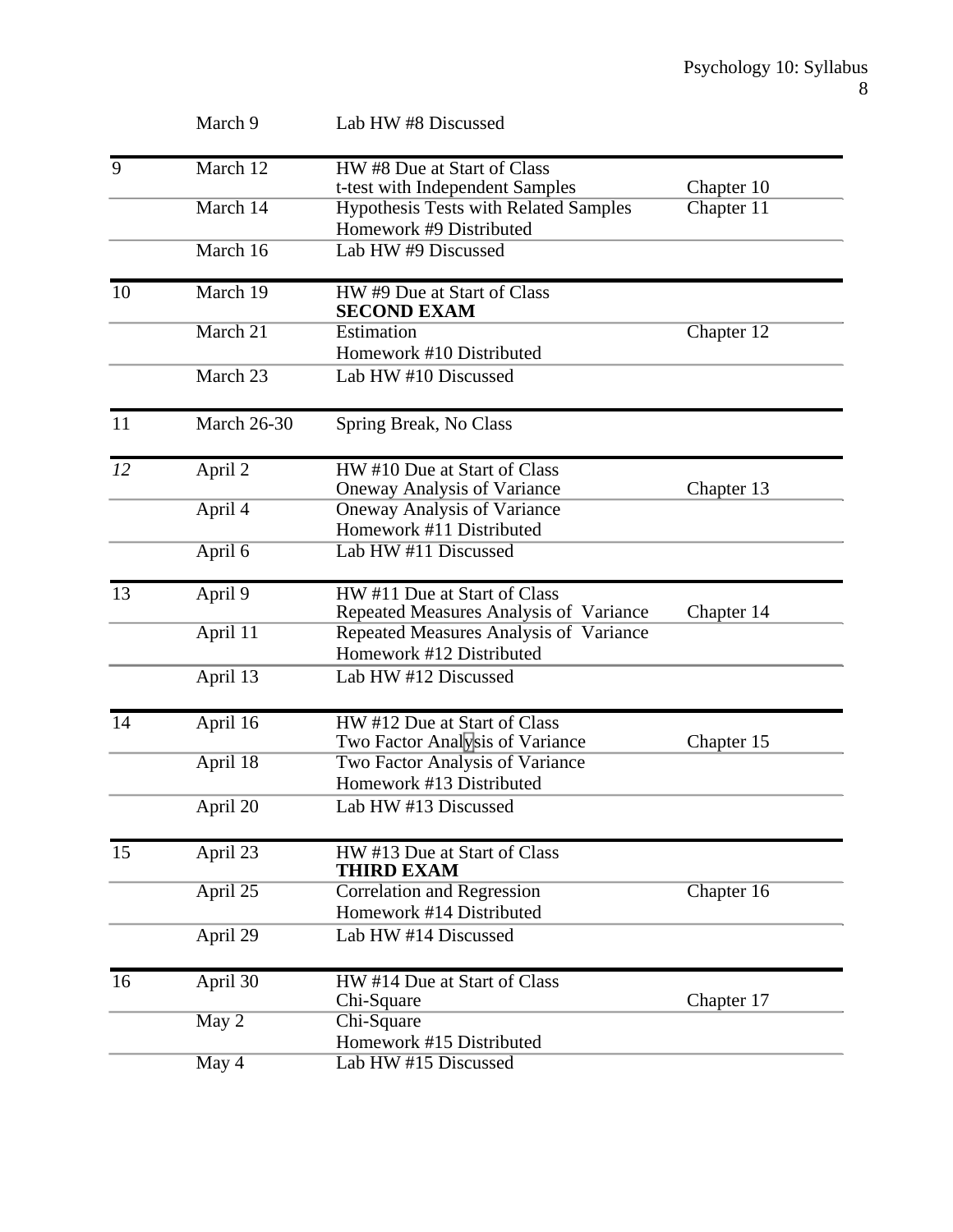| Week | Date | Topic | Reading |
|---|---|---|---|
| | March 9 | Lab HW #8 Discussed | |
| 9 | March 12 | HW #8 Due at Start of Class<br>t-test with Independent Samples | Chapter 10 |
| | March 14 | Hypothesis Tests with Related Samples<br>Homework #9 Distributed | Chapter 11 |
| | March 16 | Lab HW #9 Discussed | |
| 10 | March 19 | HW #9 Due at Start of Class<br>**SECOND EXAM** | |
| | March 21 | Estimation<br>Homework #10 Distributed | Chapter 12 |
| | March 23 | Lab HW #10 Discussed | |
| 11 | March 26-30 | Spring Break, No Class | |
| *12* | April 2 | HW #10 Due at Start of Class<br>Oneway Analysis of Variance | Chapter 13 |
| | April 4 | Oneway Analysis of Variance<br>Homework #11 Distributed | |
| | April 6 | Lab HW #11 Discussed | |
| 13 | April 9 | HW #11 Due at Start of Class<br>Repeated Measures Analysis of Variance | Chapter 14 |
| | April 11 | Repeated Measures Analysis of Variance<br>Homework #12 Distributed | |
| | April 13 | Lab HW #12 Discussed | |
| 14 | April 16 | HW #12 Due at Start of Class<br>Two Factor Analysis of Variance | Chapter 15 |
| | April 18 | Two Factor Analysis of Variance<br>Homework #13 Distributed | |
| | April 20 | Lab HW #13 Discussed | |
| 15 | April 23 | HW #13 Due at Start of Class<br>**THIRD EXAM** | |
| | April 25 | Correlation and Regression<br>Homework #14 Distributed | Chapter 16 |
| | April 29 | Lab HW #14 Discussed | |
| 16 | April 30 | HW #14 Due at Start of Class<br>Chi-Square | Chapter 17 |
| | May 2 | Chi-Square<br>Homework #15 Distributed | |
| | May 4 | Lab HW #15 Discussed | |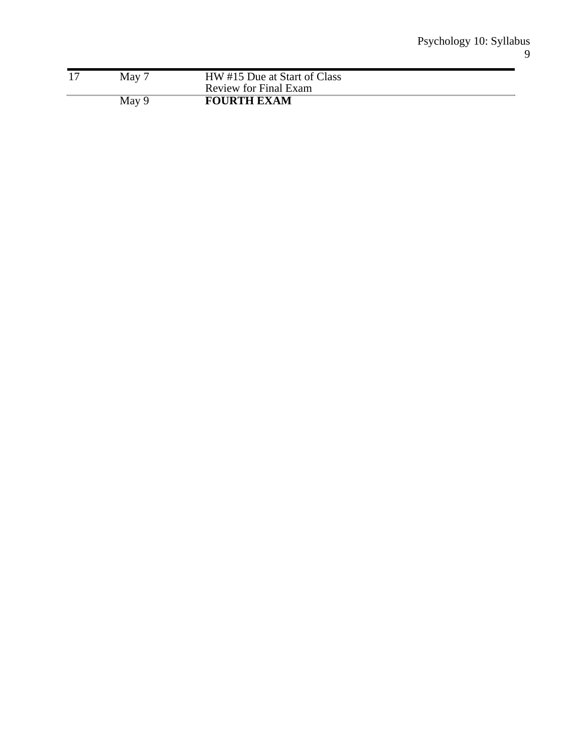| 17 | May 7 | HW #15 Due at Start of Class<br>Review for Final Exam |
|---|---|---|
| | May 9 | **FOURTH EXAM** |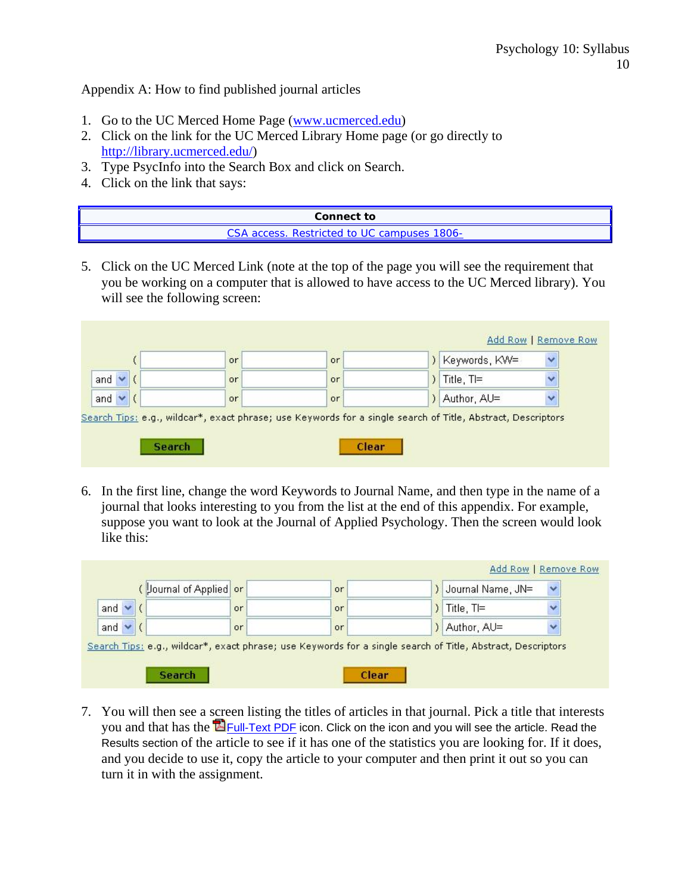Appendix A: How to find published journal articles

1. Go to the UC Merced Home Page (www.ucmerced.edu)
2. Click on the link for the UC Merced Library Home page (or go directly to http://library.ucmerced.edu/)
3. Type PsycInfo into the Search Box and click on Search.
4. Click on the link that says:

| Connect to |
|---|
| CSA access. Restricted to UC campuses 1806- |

5. Click on the UC Merced Link (note at the top of the page you will see the requirement that you be working on a computer that is allowed to have access to the UC Merced library). You will see the following screen:

Add Row | Remove Row

| | | | or | | or | | | |
|---|---|---|---|---|---|---|---|---|
| | ( | | or | | or | | ) | Keywords, KW= |
| and | ( | | or | | or | | ) | Title, TI= |
| and | ( | | or | | or | | ) | Author, AU= |

Search Tips: e.g., wildcar*, exact phrase; use Keywords for a single search of Title, Abstract, Descriptors

Search Clear

6. In the first line, change the word Keywords to Journal Name, and then type in the name of a journal that looks interesting to you from the list at the end of this appendix. For example, suppose you want to look at the Journal of Applied Psychology. Then the screen would look like this:

Add Row | Remove Row

| | | | or | | or | | | |
|---|---|---|---|---|---|---|---|---|
| | ( | Journal of Applied | or | | or | | ) | Journal Name, JN= |
| and | ( | | or | | or | | ) | Title, TI= |
| and | ( | | or | | or | | ) | Author, AU= |

Search Tips: e.g., wildcar*, exact phrase; use Keywords for a single search of Title, Abstract, Descriptors

Search Clear

7. You will then see a screen listing the titles of articles in that journal. Pick a title that interests you and that has the Full-Text PDF icon. Click on the icon and you will see the article. Read the Results section of the article to see if it has one of the statistics you are looking for. If it does, and you decide to use it, copy the article to your computer and then print it out so you can turn it in with the assignment.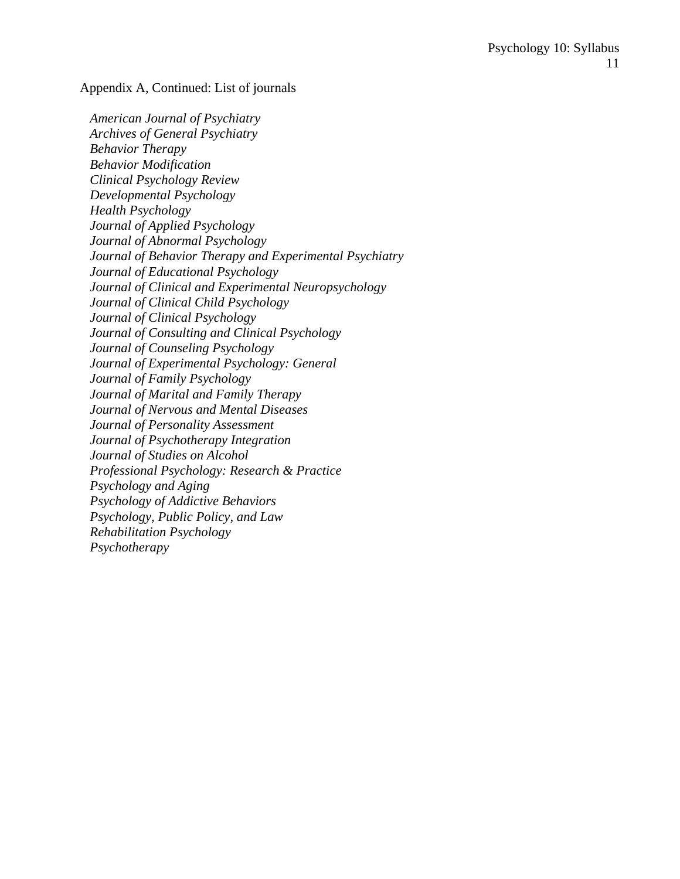Appendix A, Continued: List of journals

*American Journal of Psychiatry*
*Archives of General Psychiatry*
*Behavior Therapy*
*Behavior Modification*
*Clinical Psychology Review*
*Developmental Psychology*
*Health Psychology*
*Journal of Applied Psychology*
*Journal of Abnormal Psychology*
*Journal of Behavior Therapy and Experimental Psychiatry*
*Journal of Educational Psychology*
*Journal of Clinical and Experimental Neuropsychology*
*Journal of Clinical Child Psychology*
*Journal of Clinical Psychology*
*Journal of Consulting and Clinical Psychology*
*Journal of Counseling Psychology*
*Journal of Experimental Psychology: General*
*Journal of Family Psychology*
*Journal of Marital and Family Therapy*
*Journal of Nervous and Mental Diseases*
*Journal of Personality Assessment*
*Journal of Psychotherapy Integration*
*Journal of Studies on Alcohol*
*Professional Psychology: Research & Practice*
*Psychology and Aging*
*Psychology of Addictive Behaviors*
*Psychology, Public Policy, and Law*
*Rehabilitation Psychology*
*Psychotherapy*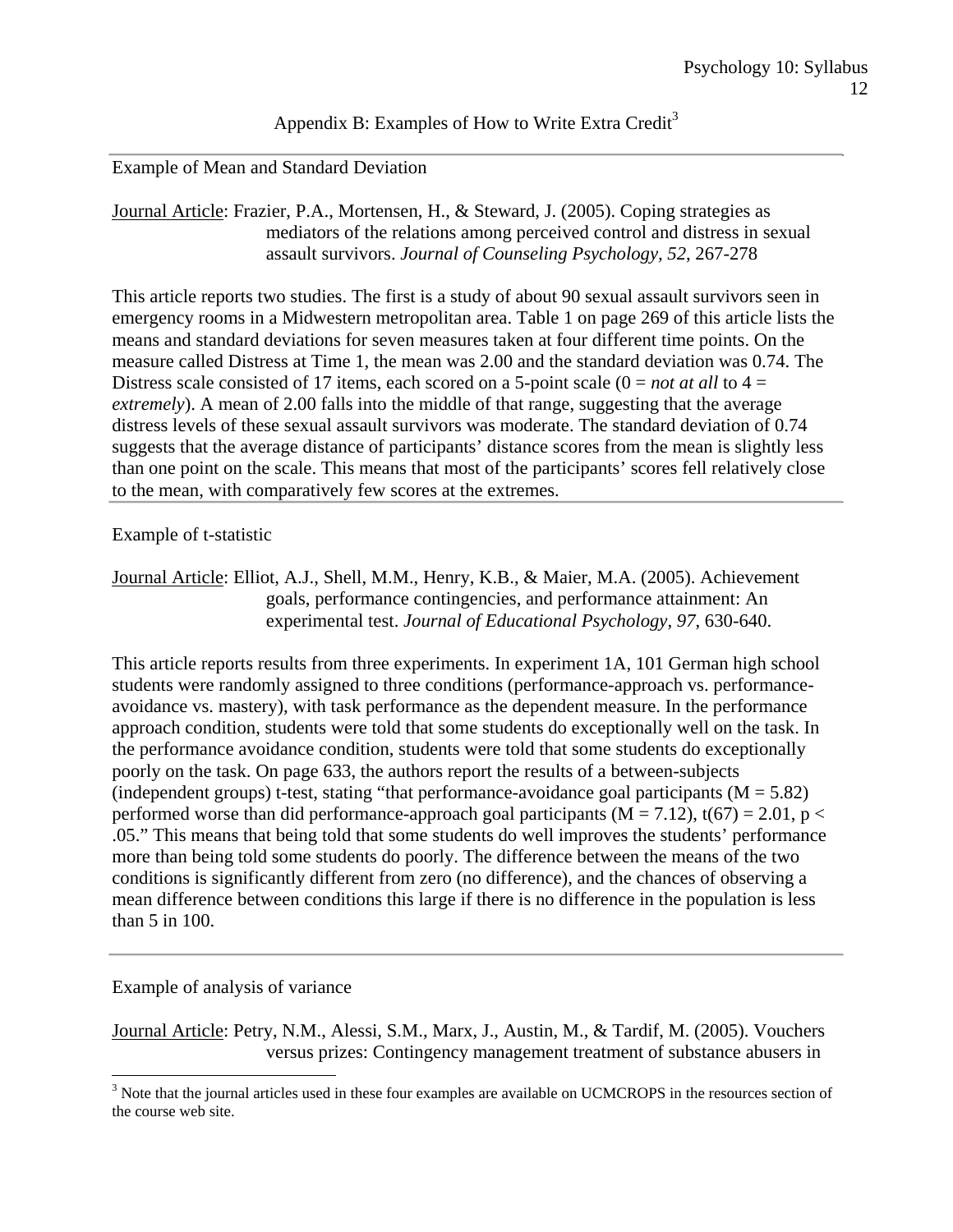## Appendix B: Examples of How to Write Extra Credit[3]

---

### Example of Mean and Standard Deviation

<u>Journal Article</u>: Frazier, P.A., Mortensen, H., & Steward, J. (2005). Coping strategies as mediators of the relations among perceived control and distress in sexual assault survivors. *Journal of Counseling Psychology, 52*, 267-278

This article reports two studies. The first is a study of about 90 sexual assault survivors seen in emergency rooms in a Midwestern metropolitan area. Table 1 on page 269 of this article lists the means and standard deviations for seven measures taken at four different time points. On the measure called Distress at Time 1, the mean was 2.00 and the standard deviation was 0.74. The Distress scale consisted of 17 items, each scored on a 5-point scale (0 = *not at all* to 4 = *extremely*). A mean of 2.00 falls into the middle of that range, suggesting that the average distress levels of these sexual assault survivors was moderate. The standard deviation of 0.74 suggests that the average distance of participants' distance scores from the mean is slightly less than one point on the scale. This means that most of the participants' scores fell relatively close to the mean, with comparatively few scores at the extremes.

---

### Example of t-statistic

<u>Journal Article</u>: Elliot, A.J., Shell, M.M., Henry, K.B., & Maier, M.A. (2005). Achievement goals, performance contingencies, and performance attainment: An experimental test. *Journal of Educational Psychology, 97*, 630-640.

This article reports results from three experiments. In experiment 1A, 101 German high school students were randomly assigned to three conditions (performance-approach vs. performance-avoidance vs. mastery), with task performance as the dependent measure. In the performance approach condition, students were told that some students do exceptionally well on the task. In the performance avoidance condition, students were told that some students do exceptionally poorly on the task. On page 633, the authors report the results of a between-subjects (independent groups) t-test, stating "that performance-avoidance goal participants ($M = 5.82$) performed worse than did performance-approach goal participants ($M = 7.12$), $t(67) = 2.01$, $p < .05$." This means that being told that some students do well improves the students' performance more than being told some students do poorly. The difference between the means of the two conditions is significantly different from zero (no difference), and the chances of observing a mean difference between conditions this large if there is no difference in the population is less than 5 in 100.

---

### Example of analysis of variance

<u>Journal Article</u>: Petry, N.M., Alessi, S.M., Marx, J., Austin, M., & Tardif, M. (2005). Vouchers versus prizes: Contingency management treatment of substance abusers in

[3] Note that the journal articles used in these four examples are available on UCMCROPS in the resources section of the course web site.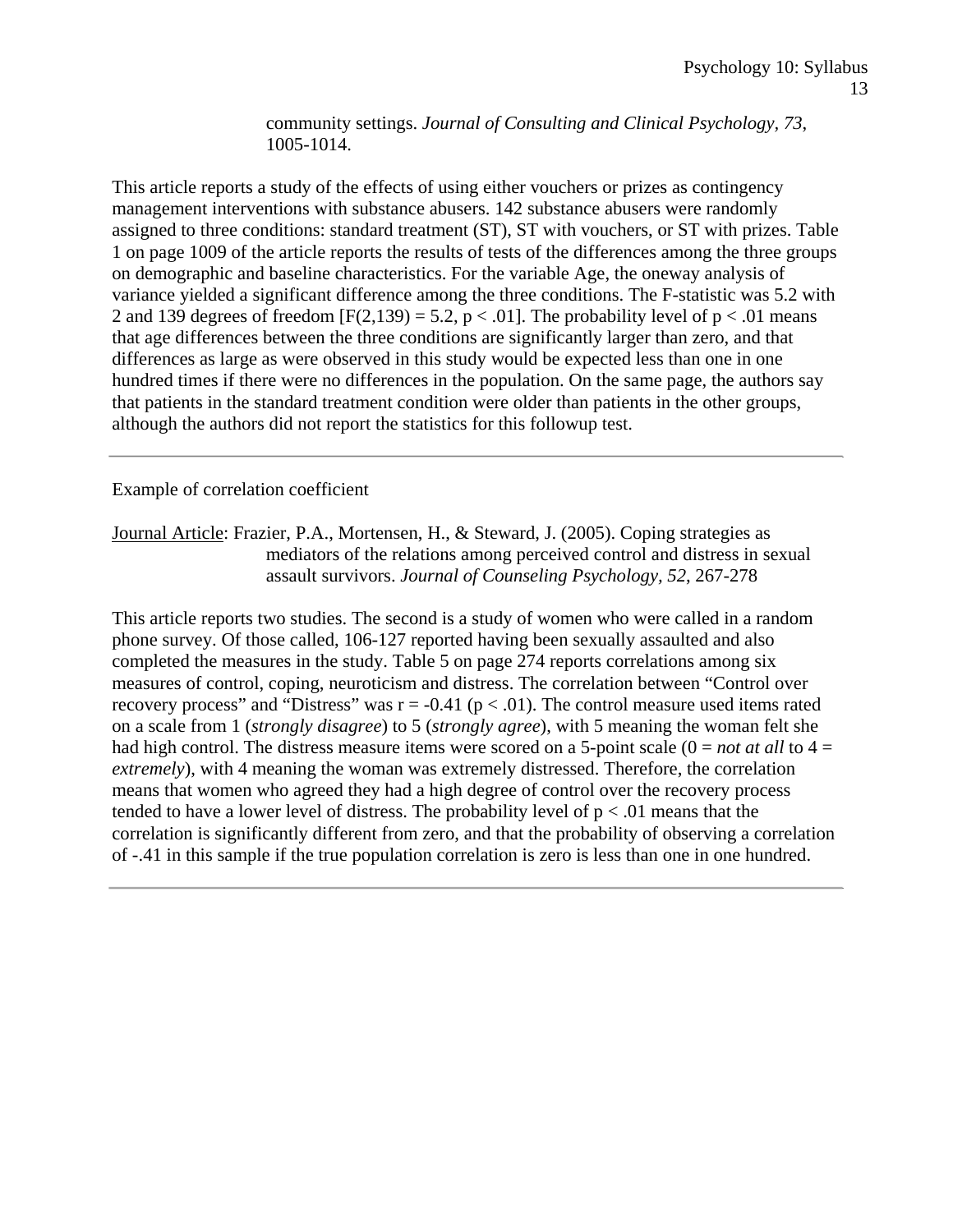community settings. *Journal of Consulting and Clinical Psychology, 73*, 1005-1014.

This article reports a study of the effects of using either vouchers or prizes as contingency management interventions with substance abusers. 142 substance abusers were randomly assigned to three conditions: standard treatment (ST), ST with vouchers, or ST with prizes. Table 1 on page 1009 of the article reports the results of tests of the differences among the three groups on demographic and baseline characteristics. For the variable Age, the oneway analysis of variance yielded a significant difference among the three conditions. The F-statistic was 5.2 with 2 and 139 degrees of freedom [$F(2,139) = 5.2$, $p < .01$]. The probability level of $p < .01$ means that age differences between the three conditions are significantly larger than zero, and that differences as large as were observed in this study would be expected less than one in one hundred times if there were no differences in the population. On the same page, the authors say that patients in the standard treatment condition were older than patients in the other groups, although the authors did not report the statistics for this followup test.

---

Example of correlation coefficient

Journal Article: Frazier, P.A., Mortensen, H., & Steward, J. (2005). Coping strategies as mediators of the relations among perceived control and distress in sexual assault survivors. *Journal of Counseling Psychology, 52*, 267-278

This article reports two studies. The second is a study of women who were called in a random phone survey. Of those called, 106-127 reported having been sexually assaulted and also completed the measures in the study. Table 5 on page 274 reports correlations among six measures of control, coping, neuroticism and distress. The correlation between "Control over recovery process" and "Distress" was $r = -0.41$ ($p < .01$). The control measure used items rated on a scale from 1 (*strongly disagree*) to 5 (*strongly agree*), with 5 meaning the woman felt she had high control. The distress measure items were scored on a 5-point scale (0 = *not at all* to 4 = *extremely*), with 4 meaning the woman was extremely distressed. Therefore, the correlation means that women who agreed they had a high degree of control over the recovery process tended to have a lower level of distress. The probability level of $p < .01$ means that the correlation is significantly different from zero, and that the probability of observing a correlation of -.41 in this sample if the true population correlation is zero is less than one in one hundred.

---